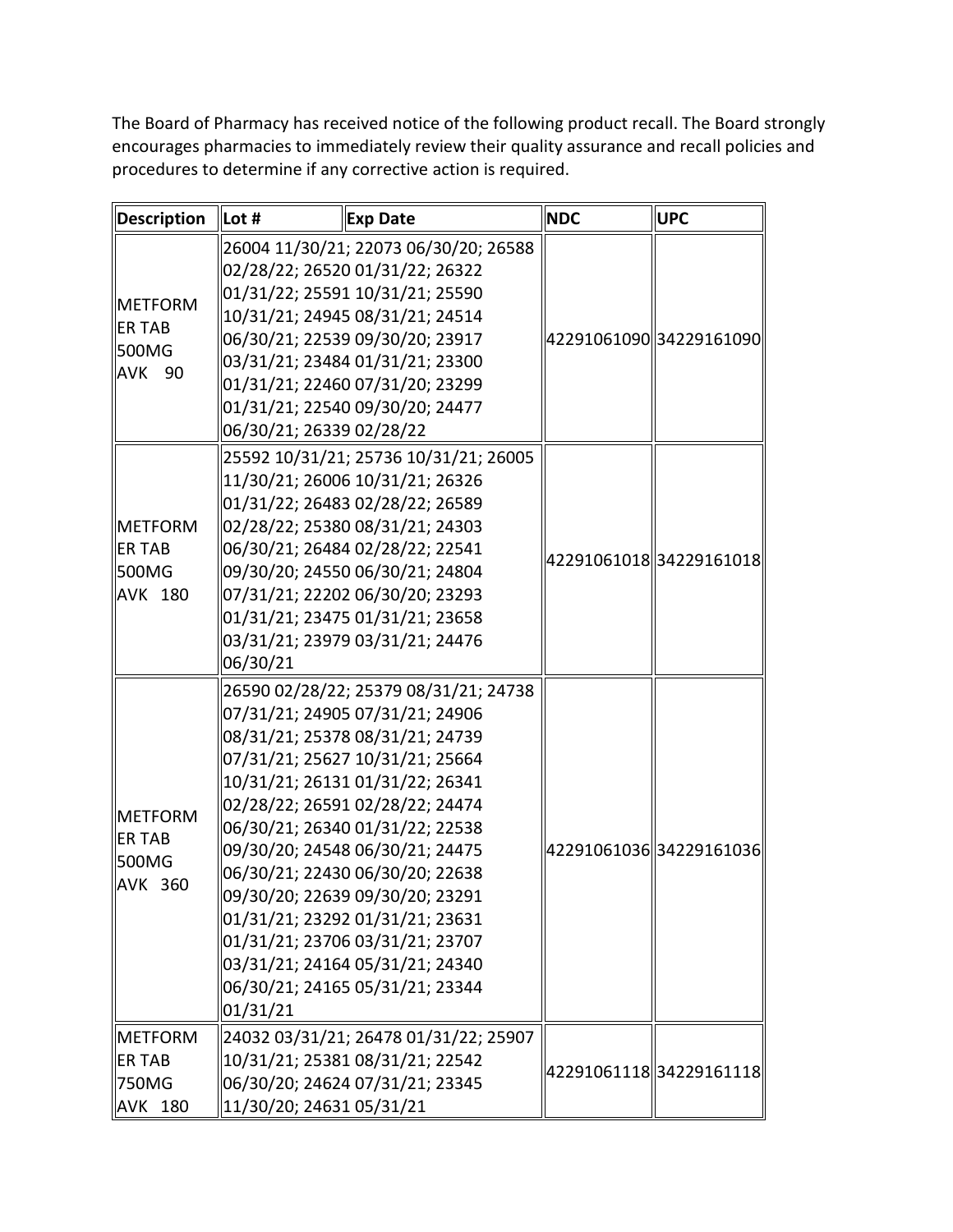The Board of Pharmacy has received notice of the following product recall. The Board strongly encourages pharmacies to immediately review their quality assurance and recall policies and procedures to determine if any corrective action is required.

| Description | Lot # | Exp Date | NDC | UPC |
|---|---|---|---|---|
| METFORM ER TAB 500MG AVK 90 | 26004 11/30/21; 22073 06/30/20; 26588 02/28/22; 26520 01/31/22; 26322 01/31/22; 25591 10/31/21; 25590 10/31/21; 24945 08/31/21; 24514 06/30/21; 22539 09/30/20; 23917 03/31/21; 23484 01/31/21; 23300 01/31/21; 22460 07/31/20; 23299 01/31/21; 22540 09/30/20; 24477 06/30/21; 26339 02/28/22 | | 42291061090 | 34229161090 |
| METFORM ER TAB 500MG AVK 180 | 25592 10/31/21; 25736 10/31/21; 26005 11/30/21; 26006 10/31/21; 26326 01/31/22; 26483 02/28/22; 26589 02/28/22; 25380 08/31/21; 24303 06/30/21; 26484 02/28/22; 22541 09/30/20; 24550 06/30/21; 24804 07/31/21; 22202 06/30/20; 23293 01/31/21; 23475 01/31/21; 23658 03/31/21; 23979 03/31/21; 24476 06/30/21 | | 42291061018 | 34229161018 |
| METFORM ER TAB 500MG AVK 360 | 26590 02/28/22; 25379 08/31/21; 24738 07/31/21; 24905 07/31/21; 24906 08/31/21; 25378 08/31/21; 24739 07/31/21; 25627 10/31/21; 25664 10/31/21; 26131 01/31/22; 26341 02/28/22; 26591 02/28/22; 24474 06/30/21; 26340 01/31/22; 22538 09/30/20; 24548 06/30/21; 24475 06/30/21; 22430 06/30/20; 22638 09/30/20; 22639 09/30/20; 23291 01/31/21; 23292 01/31/21; 23631 01/31/21; 23706 03/31/21; 23707 03/31/21; 24164 05/31/21; 24340 06/30/21; 24165 05/31/21; 23344 01/31/21 | | 42291061036 | 34229161036 |
| METFORM ER TAB 750MG AVK 180 | 24032 03/31/21; 26478 01/31/22; 25907 10/31/21; 25381 08/31/21; 22542 06/30/20; 24624 07/31/21; 23345 11/30/20; 24631 05/31/21 | | 42291061118 | 34229161118 |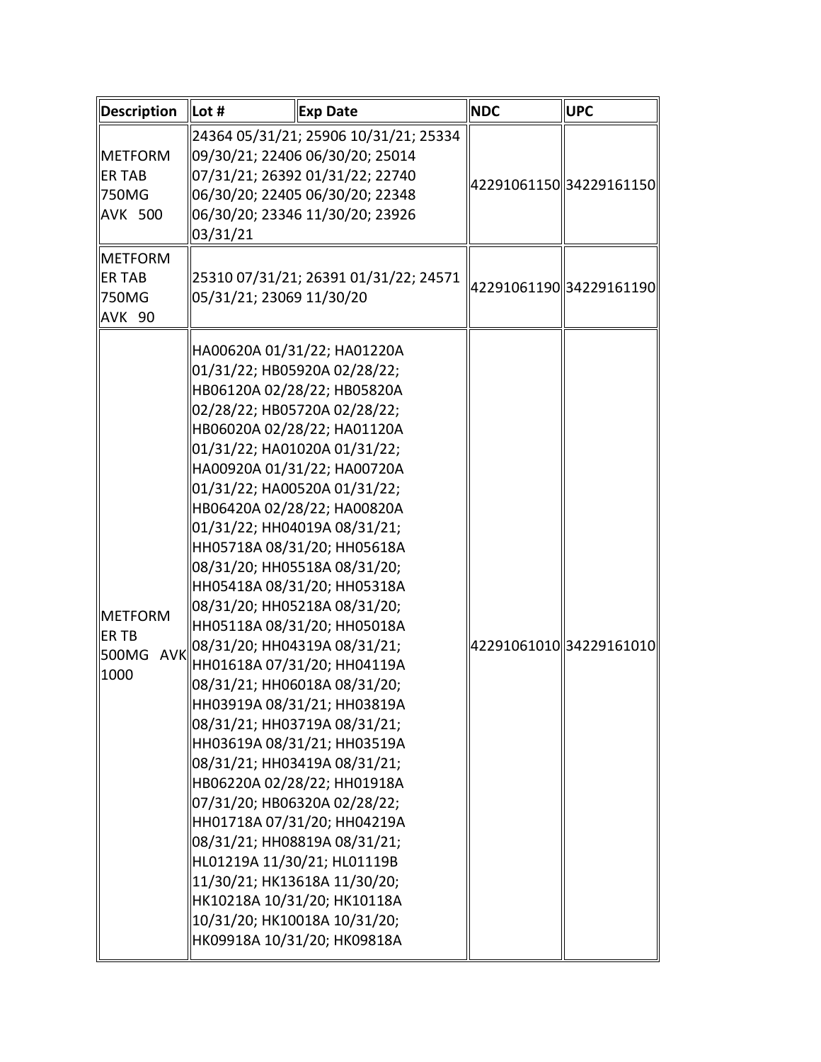| Description | Lot # | Exp Date | NDC | UPC |
| --- | --- | --- | --- | --- |
| METFORM ER TAB 750MG AVK 500 | 24364 05/31/21; 25906 10/31/21; 25334 09/30/21; 22406 06/30/20; 25014 07/31/21; 26392 01/31/22; 22740 06/30/20; 22405 06/30/20; 22348 06/30/20; 23346 11/30/20; 23926 03/31/21 | | 42291061150 | 34229161150 |
| METFORM ER TAB 750MG AVK 90 | 25310 07/31/21; 26391 01/31/22; 24571 05/31/21; 23069 11/30/20 | | 42291061190 | 34229161190 |
| METFORM ER TB 500MG AVK 1000 | HA00620A 01/31/22; HA01220A 01/31/22; HB05920A 02/28/22; HB06120A 02/28/22; HB05820A 02/28/22; HB05720A 02/28/22; HB06020A 02/28/22; HA01120A 01/31/22; HA01020A 01/31/22; HA00920A 01/31/22; HA00720A 01/31/22; HA00520A 01/31/22; HB06420A 02/28/22; HA00820A 01/31/22; HH04019A 08/31/21; HH05718A 08/31/20; HH05618A 08/31/20; HH05518A 08/31/20; HH05418A 08/31/20; HH05318A 08/31/20; HH05218A 08/31/20; HH05118A 08/31/20; HH05018A 08/31/20; HH04319A 08/31/21; HH01618A 07/31/20; HH04119A 08/31/21; HH06018A 08/31/20; HH03919A 08/31/21; HH03819A 08/31/21; HH03719A 08/31/21; HH03619A 08/31/21; HH03519A 08/31/21; HH03419A 08/31/21; HB06220A 02/28/22; HH01918A 07/31/20; HB06320A 02/28/22; HH01718A 07/31/20; HH04219A 08/31/21; HH08819A 08/31/21; HL01219A 11/30/21; HL01119B 11/30/21; HK13618A 11/30/20; HK10218A 10/31/20; HK10118A 10/31/20; HK10018A 10/31/20; HK09918A 10/31/20; HK09818A | | 42291061010 | 34229161010 |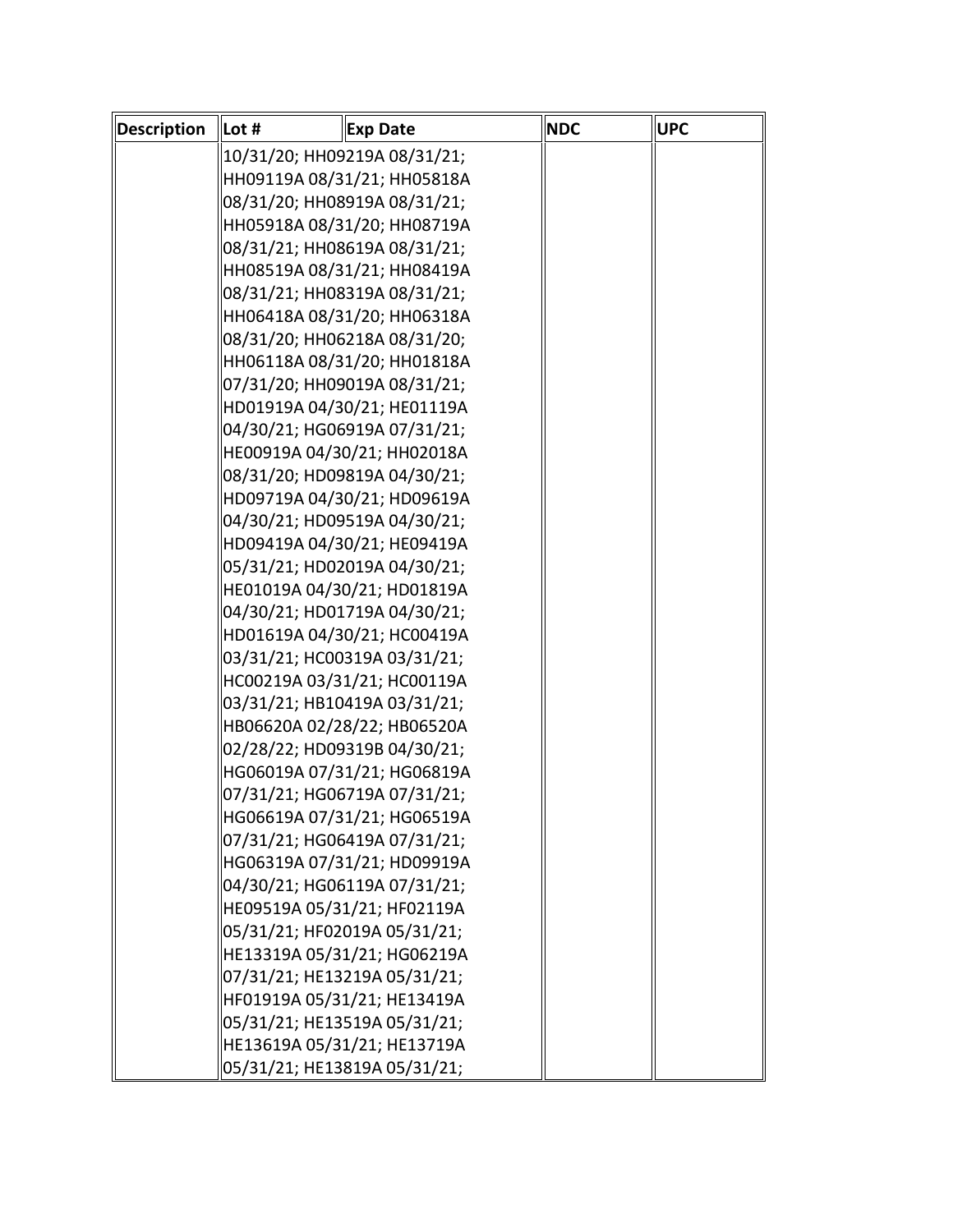| Description | Lot # | Exp Date | NDC | UPC |
|---|---|---|---|---|
| | 10/31/20; HH09219A 08/31/21; HH09119A 08/31/21; HH05818A 08/31/20; HH08919A 08/31/21; HH05918A 08/31/20; HH08719A 08/31/21; HH08619A 08/31/21; HH08519A 08/31/21; HH08419A 08/31/21; HH08319A 08/31/21; HH06418A 08/31/20; HH06318A 08/31/20; HH06218A 08/31/20; HH06118A 08/31/20; HH01818A 07/31/20; HH09019A 08/31/21; HD01919A 04/30/21; HE01119A 04/30/21; HG06919A 07/31/21; HE00919A 04/30/21; HH02018A 08/31/20; HD09819A 04/30/21; HD09719A 04/30/21; HD09619A 04/30/21; HD09519A 04/30/21; HD09419A 04/30/21; HE09419A 05/31/21; HD02019A 04/30/21; HE01019A 04/30/21; HD01819A 04/30/21; HD01719A 04/30/21; HD01619A 04/30/21; HC00419A 03/31/21; HC00319A 03/31/21; HC00219A 03/31/21; HC00119A 03/31/21; HB10419A 03/31/21; HB06620A 02/28/22; HB06520A 02/28/22; HD09319B 04/30/21; HG06019A 07/31/21; HG06819A 07/31/21; HG06719A 07/31/21; HG06619A 07/31/21; HG06519A 07/31/21; HG06419A 07/31/21; HG06319A 07/31/21; HD09919A 04/30/21; HG06119A 07/31/21; HE09519A 05/31/21; HF02119A 05/31/21; HF02019A 05/31/21; HE13319A 05/31/21; HG06219A 07/31/21; HE13219A 05/31/21; HF01919A 05/31/21; HE13419A 05/31/21; HE13519A 05/31/21; HE13619A 05/31/21; HE13719A 05/31/21; HE13819A 05/31/21; | | | |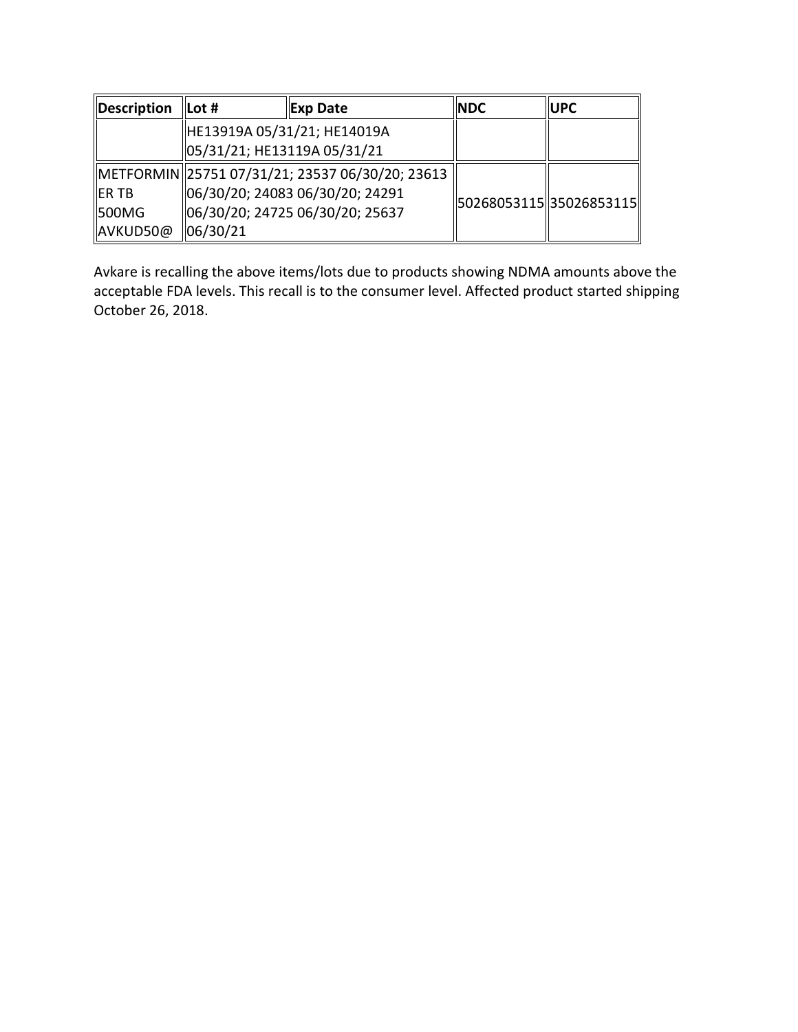| Description | Lot # | Exp Date | NDC | UPC |
|---|---|---|---|---|
| | HE13919A 05/31/21; HE14019A 05/31/21; HE13119A 05/31/21 | | | |
| METFORMIN ER TB 500MG AVKUD50@ | 25751 07/31/21; 23537 06/30/20; 23613 06/30/20; 24083 06/30/20; 24291 06/30/20; 24725 06/30/20; 25637 06/30/21 | | 50268053115 | 35026853115 |

Avkare is recalling the above items/lots due to products showing NDMA amounts above the acceptable FDA levels. This recall is to the consumer level. Affected product started shipping October 26, 2018.